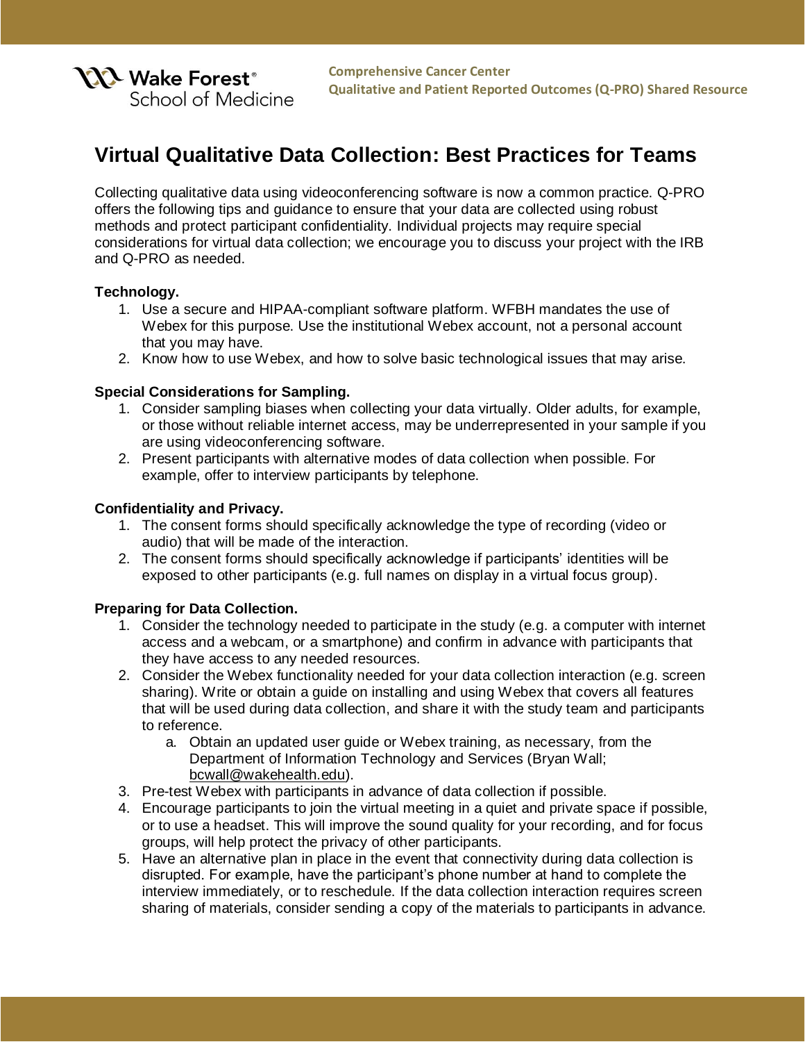Wake Forest® School of Medicine

Comprehensive Cancer Center
Qualitative and Patient Reported Outcomes (Q-PRO) Shared Resource

# Virtual Qualitative Data Collection: Best Practices for Teams

Collecting qualitative data using videoconferencing software is now a common practice. Q-PRO offers the following tips and guidance to ensure that your data are collected using robust methods and protect participant confidentiality. Individual projects may require special considerations for virtual data collection; we encourage you to discuss your project with the IRB and Q-PRO as needed.

**Technology.**

1. Use a secure and HIPAA-compliant software platform. WFBH mandates the use of Webex for this purpose. Use the institutional Webex account, not a personal account that you may have.
2. Know how to use Webex, and how to solve basic technological issues that may arise.

**Special Considerations for Sampling.**

1. Consider sampling biases when collecting your data virtually. Older adults, for example, or those without reliable internet access, may be underrepresented in your sample if you are using videoconferencing software.
2. Present participants with alternative modes of data collection when possible. For example, offer to interview participants by telephone.

**Confidentiality and Privacy.**

1. The consent forms should specifically acknowledge the type of recording (video or audio) that will be made of the interaction.
2. The consent forms should specifically acknowledge if participants' identities will be exposed to other participants (e.g. full names on display in a virtual focus group).

**Preparing for Data Collection.**

1. Consider the technology needed to participate in the study (e.g. a computer with internet access and a webcam, or a smartphone) and confirm in advance with participants that they have access to any needed resources.
2. Consider the Webex functionality needed for your data collection interaction (e.g. screen sharing). Write or obtain a guide on installing and using Webex that covers all features that will be used during data collection, and share it with the study team and participants to reference.
   a. Obtain an updated user guide or Webex training, as necessary, from the Department of Information Technology and Services (Bryan Wall; bcwall@wakehealth.edu).
3. Pre-test Webex with participants in advance of data collection if possible.
4. Encourage participants to join the virtual meeting in a quiet and private space if possible, or to use a headset. This will improve the sound quality for your recording, and for focus groups, will help protect the privacy of other participants.
5. Have an alternative plan in place in the event that connectivity during data collection is disrupted. For example, have the participant's phone number at hand to complete the interview immediately, or to reschedule. If the data collection interaction requires screen sharing of materials, consider sending a copy of the materials to participants in advance.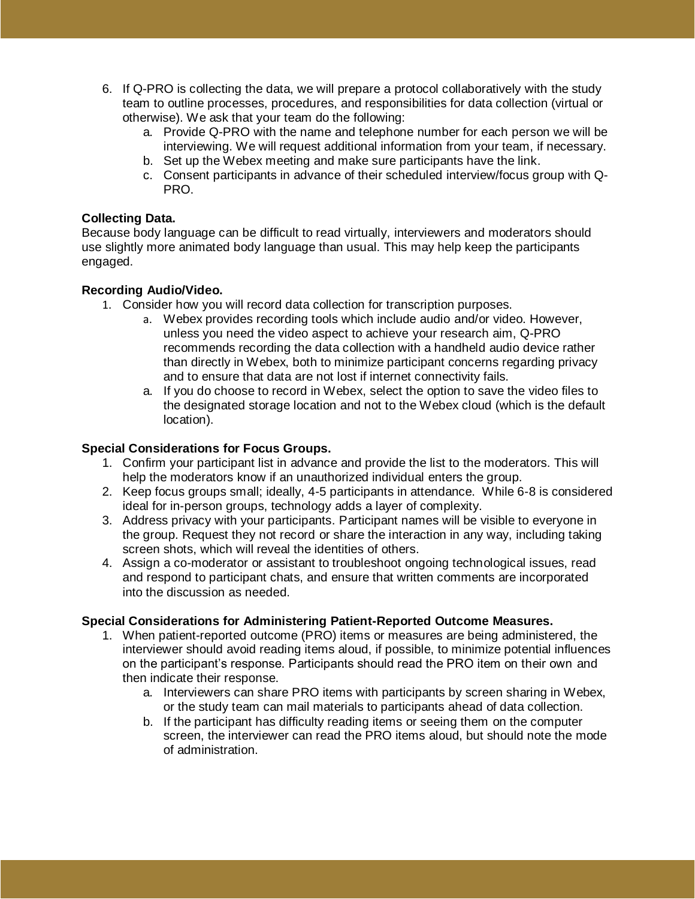6. If Q-PRO is collecting the data, we will prepare a protocol collaboratively with the study team to outline processes, procedures, and responsibilities for data collection (virtual or otherwise). We ask that your team do the following:
    a. Provide Q-PRO with the name and telephone number for each person we will be interviewing. We will request additional information from your team, if necessary.
    b. Set up the Webex meeting and make sure participants have the link.
    c. Consent participants in advance of their scheduled interview/focus group with Q-PRO.

**Collecting Data.**
Because body language can be difficult to read virtually, interviewers and moderators should use slightly more animated body language than usual. This may help keep the participants engaged.

**Recording Audio/Video.**

1. Consider how you will record data collection for transcription purposes.
    a. Webex provides recording tools which include audio and/or video. However, unless you need the video aspect to achieve your research aim, Q-PRO recommends recording the data collection with a handheld audio device rather than directly in Webex, both to minimize participant concerns regarding privacy and to ensure that data are not lost if internet connectivity fails.
    a. If you do choose to record in Webex, select the option to save the video files to the designated storage location and not to the Webex cloud (which is the default location).

**Special Considerations for Focus Groups.**

1. Confirm your participant list in advance and provide the list to the moderators. This will help the moderators know if an unauthorized individual enters the group.
2. Keep focus groups small; ideally, 4-5 participants in attendance. While 6-8 is considered ideal for in-person groups, technology adds a layer of complexity.
3. Address privacy with your participants. Participant names will be visible to everyone in the group. Request they not record or share the interaction in any way, including taking screen shots, which will reveal the identities of others.
4. Assign a co-moderator or assistant to troubleshoot ongoing technological issues, read and respond to participant chats, and ensure that written comments are incorporated into the discussion as needed.

**Special Considerations for Administering Patient-Reported Outcome Measures.**

1. When patient-reported outcome (PRO) items or measures are being administered, the interviewer should avoid reading items aloud, if possible, to minimize potential influences on the participant's response. Participants should read the PRO item on their own and then indicate their response.
    a. Interviewers can share PRO items with participants by screen sharing in Webex, or the study team can mail materials to participants ahead of data collection.
    b. If the participant has difficulty reading items or seeing them on the computer screen, the interviewer can read the PRO items aloud, but should note the mode of administration.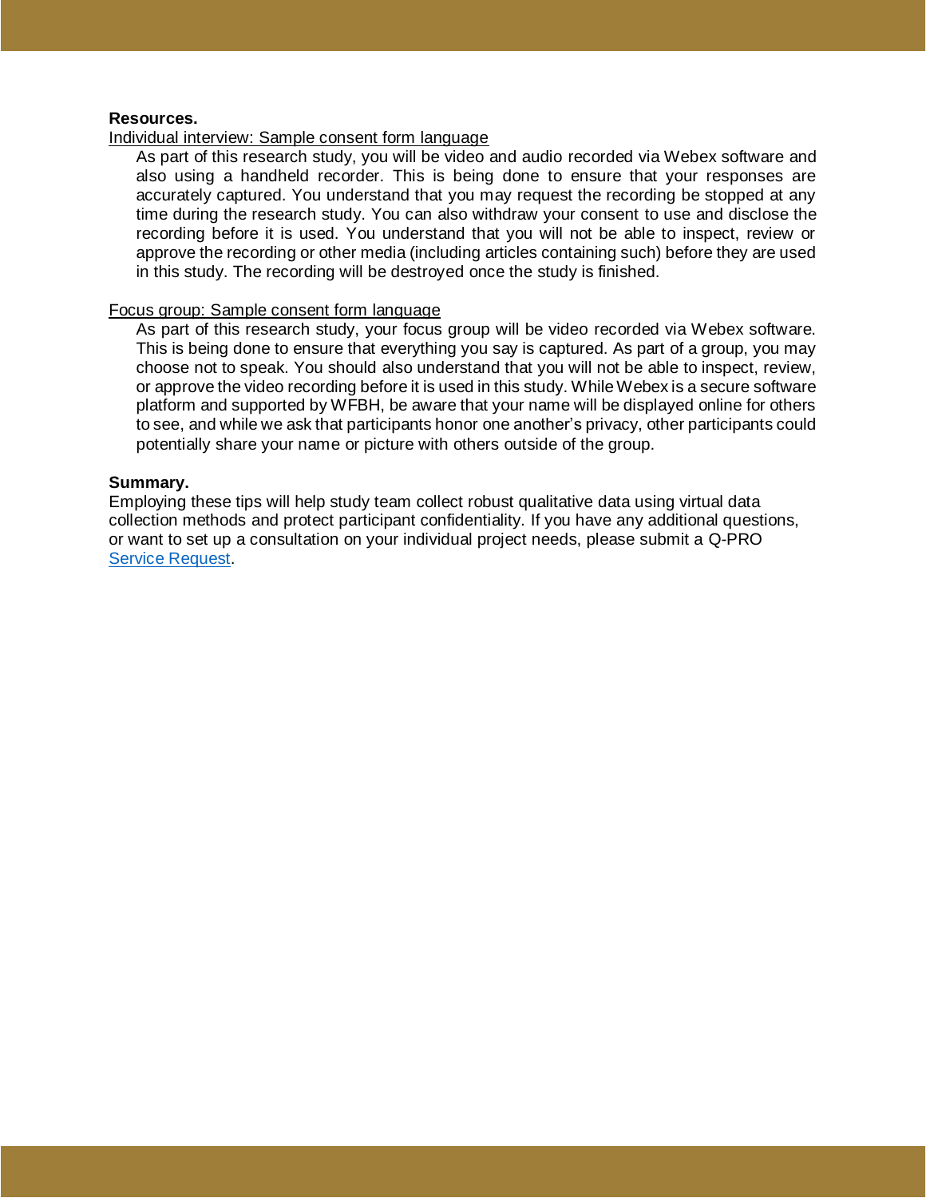**Resources.**

Individual interview: Sample consent form language

> As part of this research study, you will be video and audio recorded via Webex software and also using a handheld recorder. This is being done to ensure that your responses are accurately captured. You understand that you may request the recording be stopped at any time during the research study. You can also withdraw your consent to use and disclose the recording before it is used. You understand that you will not be able to inspect, review or approve the recording or other media (including articles containing such) before they are used in this study. The recording will be destroyed once the study is finished.

Focus group: Sample consent form language

> As part of this research study, your focus group will be video recorded via Webex software. This is being done to ensure that everything you say is captured. As part of a group, you may choose not to speak. You should also understand that you will not be able to inspect, review, or approve the video recording before it is used in this study. While Webex is a secure software platform and supported by WFBH, be aware that your name will be displayed online for others to see, and while we ask that participants honor one another's privacy, other participants could potentially share your name or picture with others outside of the group.

**Summary.**

Employing these tips will help study team collect robust qualitative data using virtual data collection methods and protect participant confidentiality. If you have any additional questions, or want to set up a consultation on your individual project needs, please submit a Q-PRO Service Request.